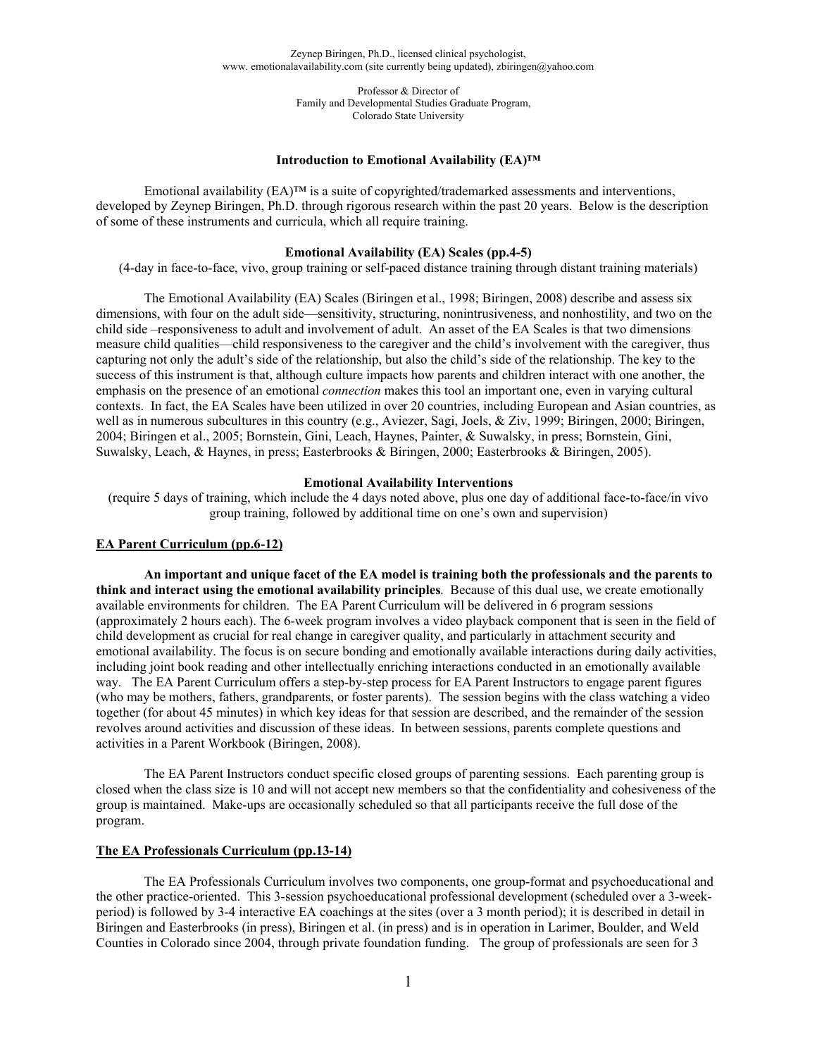Zeynep Biringen, Ph.D., licensed clinical psychologist,
www. emotionalavailability.com (site currently being updated), zbiringen@yahoo.com

Professor & Director of
Family and Developmental Studies Graduate Program,
Colorado State University

### Introduction to Emotional Availability (EA)™

Emotional availability (EA)™ is a suite of copyrighted/trademarked assessments and interventions, developed by Zeynep Biringen, Ph.D. through rigorous research within the past 20 years. Below is the description of some of these instruments and curricula, which all require training.

### Emotional Availability (EA) Scales (pp.4-5)

(4-day in face-to-face, vivo, group training or self-paced distance training through distant training materials)

The Emotional Availability (EA) Scales (Biringen et al., 1998; Biringen, 2008) describe and assess six dimensions, with four on the adult side—sensitivity, structuring, nonintrusiveness, and nonhostility, and two on the child side –responsiveness to adult and involvement of adult. An asset of the EA Scales is that two dimensions measure child qualities—child responsiveness to the caregiver and the child's involvement with the caregiver, thus capturing not only the adult's side of the relationship, but also the child's side of the relationship. The key to the success of this instrument is that, although culture impacts how parents and children interact with one another, the emphasis on the presence of an emotional *connection* makes this tool an important one, even in varying cultural contexts. In fact, the EA Scales have been utilized in over 20 countries, including European and Asian countries, as well as in numerous subcultures in this country (e.g., Aviezer, Sagi, Joels, & Ziv, 1999; Biringen, 2000; Biringen, 2004; Biringen et al., 2005; Bornstein, Gini, Leach, Haynes, Painter, & Suwalsky, in press; Bornstein, Gini, Suwalsky, Leach, & Haynes, in press; Easterbrooks & Biringen, 2000; Easterbrooks & Biringen, 2005).

### Emotional Availability Interventions

(require 5 days of training, which include the 4 days noted above, plus one day of additional face-to-face/in vivo group training, followed by additional time on one's own and supervision)

#### EA Parent Curriculum (pp.6-12)

**An important and unique facet of the EA model is training both the professionals and the parents to think and interact using the emotional availability principles**. Because of this dual use, we create emotionally available environments for children. The EA Parent Curriculum will be delivered in 6 program sessions (approximately 2 hours each). The 6-week program involves a video playback component that is seen in the field of child development as crucial for real change in caregiver quality, and particularly in attachment security and emotional availability. The focus is on secure bonding and emotionally available interactions during daily activities, including joint book reading and other intellectually enriching interactions conducted in an emotionally available way. The EA Parent Curriculum offers a step-by-step process for EA Parent Instructors to engage parent figures (who may be mothers, fathers, grandparents, or foster parents). The session begins with the class watching a video together (for about 45 minutes) in which key ideas for that session are described, and the remainder of the session revolves around activities and discussion of these ideas. In between sessions, parents complete questions and activities in a Parent Workbook (Biringen, 2008).

The EA Parent Instructors conduct specific closed groups of parenting sessions. Each parenting group is closed when the class size is 10 and will not accept new members so that the confidentiality and cohesiveness of the group is maintained. Make-ups are occasionally scheduled so that all participants receive the full dose of the program.

#### The EA Professionals Curriculum (pp.13-14)

The EA Professionals Curriculum involves two components, one group-format and psychoeducational and the other practice-oriented. This 3-session psychoeducational professional development (scheduled over a 3-week-period) is followed by 3-4 interactive EA coachings at the sites (over a 3 month period); it is described in detail in Biringen and Easterbrooks (in press), Biringen et al. (in press) and is in operation in Larimer, Boulder, and Weld Counties in Colorado since 2004, through private foundation funding. The group of professionals are seen for 3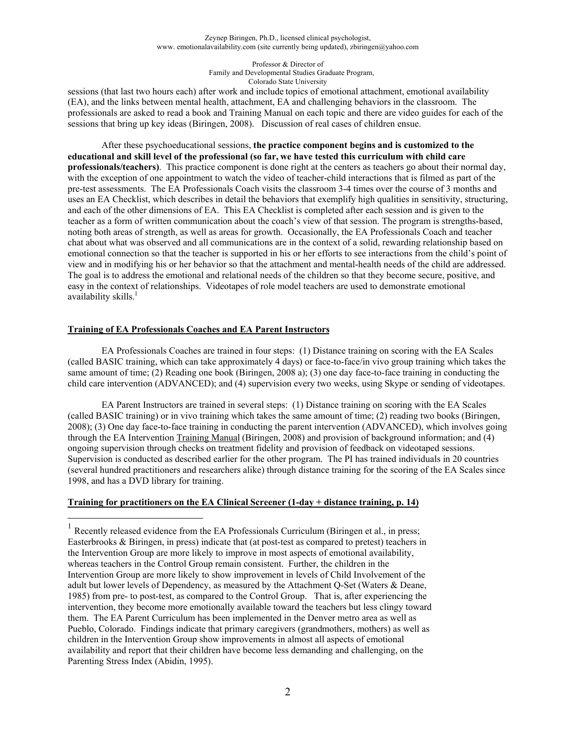sessions (that last two hours each) after work and include topics of emotional attachment, emotional availability (EA), and the links between mental health, attachment, EA and challenging behaviors in the classroom. The professionals are asked to read a book and Training Manual on each topic and there are video guides for each of the sessions that bring up key ideas (Biringen, 2008). Discussion of real cases of children ensue.

After these psychoeducational sessions, **the practice component begins and is customized to the educational and skill level of the professional (so far, we have tested this curriculum with child care professionals/teachers)**. This practice component is done right at the centers as teachers go about their normal day, with the exception of one appointment to watch the video of teacher-child interactions that is filmed as part of the pre-test assessments. The EA Professionals Coach visits the classroom 3-4 times over the course of 3 months and uses an EA Checklist, which describes in detail the behaviors that exemplify high qualities in sensitivity, structuring, and each of the other dimensions of EA. This EA Checklist is completed after each session and is given to the teacher as a form of written communication about the coach's view of that session. The program is strengths-based, noting both areas of strength, as well as areas for growth. Occasionally, the EA Professionals Coach and teacher chat about what was observed and all communications are in the context of a solid, rewarding relationship based on emotional connection so that the teacher is supported in his or her efforts to see interactions from the child's point of view and in modifying his or her behavior so that the attachment and mental-health needs of the child are addressed. The goal is to address the emotional and relational needs of the children so that they become secure, positive, and easy in the context of relationships. Videotapes of role model teachers are used to demonstrate emotional availability skills.[1]

**<u>Training of EA Professionals Coaches and EA Parent Instructors</u>**

EA Professionals Coaches are trained in four steps: (1) Distance training on scoring with the EA Scales (called BASIC training, which can take approximately 4 days) or face-to-face/in vivo group training which takes the same amount of time; (2) Reading one book (Biringen, 2008 a); (3) one day face-to-face training in conducting the child care intervention (ADVANCED); and (4) supervision every two weeks, using Skype or sending of videotapes.

EA Parent Instructors are trained in several steps: (1) Distance training on scoring with the EA Scales (called BASIC training) or in vivo training which takes the same amount of time; (2) reading two books (Biringen, 2008); (3) One day face-to-face training in conducting the parent intervention (ADVANCED), which involves going through the EA Intervention <u>Training Manual</u> (Biringen, 2008) and provision of background information; and (4) ongoing supervision through checks on treatment fidelity and provision of feedback on videotaped sessions. Supervision is conducted as described earlier for the other program. The PI has trained individuals in 20 countries (several hundred practitioners and researchers alike) through distance training for the scoring of the EA Scales since 1998, and has a DVD library for training.

**<u>Training for practitioners on the EA Clinical Screener (1-day + distance training, p. 14)</u>**

---

[1] Recently released evidence from the EA Professionals Curriculum (Biringen et al., in press; Easterbrooks & Biringen, in press) indicate that (at post-test as compared to pretest) teachers in the Intervention Group are more likely to improve in most aspects of emotional availability, whereas teachers in the Control Group remain consistent. Further, the children in the Intervention Group are more likely to show improvement in levels of Child Involvement of the adult but lower levels of Dependency, as measured by the Attachment Q-Set (Waters & Deane, 1985) from pre- to post-test, as compared to the Control Group. That is, after experiencing the intervention, they become more emotionally available toward the teachers but less clingy toward them. The EA Parent Curriculum has been implemented in the Denver metro area as well as Pueblo, Colorado. Findings indicate that primary caregivers (grandmothers, mothers) as well as children in the Intervention Group show improvements in almost all aspects of emotional availability and report that their children have become less demanding and challenging, on the Parenting Stress Index (Abidin, 1995).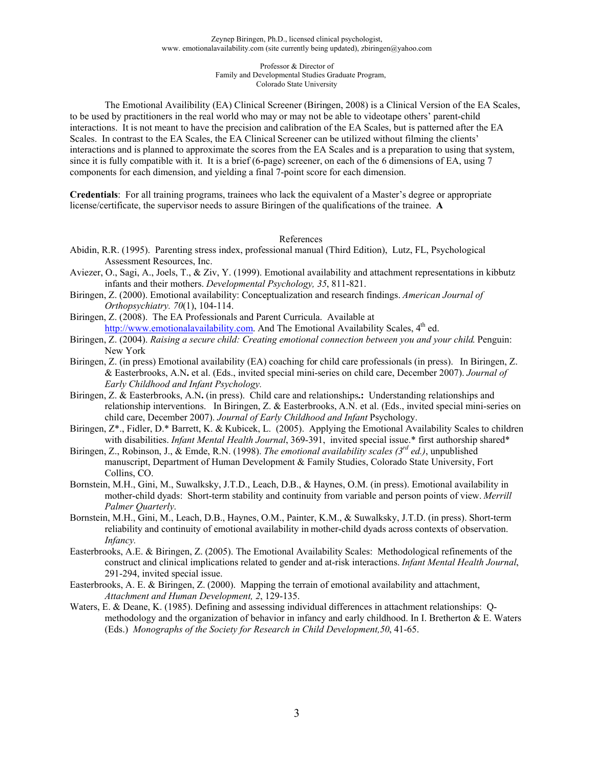Zeynep Biringen, Ph.D., licensed clinical psychologist,
www. emotionalavailability.com (site currently being updated), zbiringen@yahoo.com

Professor & Director of
Family and Developmental Studies Graduate Program,
Colorado State University

The Emotional Availibility (EA) Clinical Screener (Biringen, 2008) is a Clinical Version of the EA Scales, to be used by practitioners in the real world who may or may not be able to videotape others' parent-child interactions. It is not meant to have the precision and calibration of the EA Scales, but is patterned after the EA Scales. In contrast to the EA Scales, the EA Clinical Screener can be utilized without filming the clients' interactions and is planned to approximate the scores from the EA Scales and is a preparation to using that system, since it is fully compatible with it. It is a brief (6-page) screener, on each of the 6 dimensions of EA, using 7 components for each dimension, and yielding a final 7-point score for each dimension.

**Credentials**: For all training programs, trainees who lack the equivalent of a Master's degree or appropriate license/certificate, the supervisor needs to assure Biringen of the qualifications of the trainee. **A**

References

Abidin, R.R. (1995). Parenting stress index, professional manual (Third Edition), Lutz, FL, Psychological Assessment Resources, Inc.

Aviezer, O., Sagi, A., Joels, T., & Ziv, Y. (1999). Emotional availability and attachment representations in kibbutz infants and their mothers. *Developmental Psychology, 35*, 811-821.

Biringen, Z. (2000). Emotional availability: Conceptualization and research findings. *American Journal of Orthopsychiatry. 70*(1), 104-114.

Biringen, Z. (2008). The EA Professionals and Parent Curricula. Available at http://www.emotionalavailability.com. And The Emotional Availability Scales, 4th ed.

Biringen, Z. (2004). *Raising a secure child: Creating emotional connection between you and your child.* Penguin: New York

Biringen, Z. (in press) Emotional availability (EA) coaching for child care professionals (in press). In Biringen, Z. & Easterbrooks, A.N**.** et al. (Eds., invited special mini-series on child care, December 2007). *Journal of Early Childhood and Infant Psychology.*

Biringen, Z. & Easterbrooks, A.N**.** (in press). Child care and relationships**.:** Understanding relationships and relationship interventions. In Biringen, Z. & Easterbrooks, A.N. et al. (Eds., invited special mini-series on child care, December 2007). *Journal of Early Childhood and Infant* Psychology.

Biringen, Z*., Fidler, D.* Barrett, K. & Kubicek, L. (2005). Applying the Emotional Availability Scales to children with disabilities. *Infant Mental Health Journal*, 369-391, invited special issue.* first authorship shared*

Biringen, Z., Robinson, J., & Emde, R.N. (1998). *The emotional availability scales (3rd ed.)*, unpublished manuscript, Department of Human Development & Family Studies, Colorado State University, Fort Collins, CO.

Bornstein, M.H., Gini, M., Suwalksky, J.T.D., Leach, D.B., & Haynes, O.M. (in press). Emotional availability in mother-child dyads: Short-term stability and continuity from variable and person points of view. *Merrill Palmer Quarterly.*

Bornstein, M.H., Gini, M., Leach, D.B., Haynes, O.M., Painter, K.M., & Suwalksky, J.T.D. (in press). Short-term reliability and continuity of emotional availability in mother-child dyads across contexts of observation. *Infancy.*

Easterbrooks, A.E. & Biringen, Z. (2005). The Emotional Availability Scales: Methodological refinements of the construct and clinical implications related to gender and at-risk interactions. *Infant Mental Health Journal*, 291-294, invited special issue.

Easterbrooks, A. E. & Biringen, Z. (2000). Mapping the terrain of emotional availability and attachment, *Attachment and Human Development, 2*, 129-135.

Waters, E. & Deane, K. (1985). Defining and assessing individual differences in attachment relationships: Q-methodology and the organization of behavior in infancy and early childhood. In I. Bretherton & E. Waters (Eds.) *Monographs of the Society for Research in Child Development,50*, 41-65.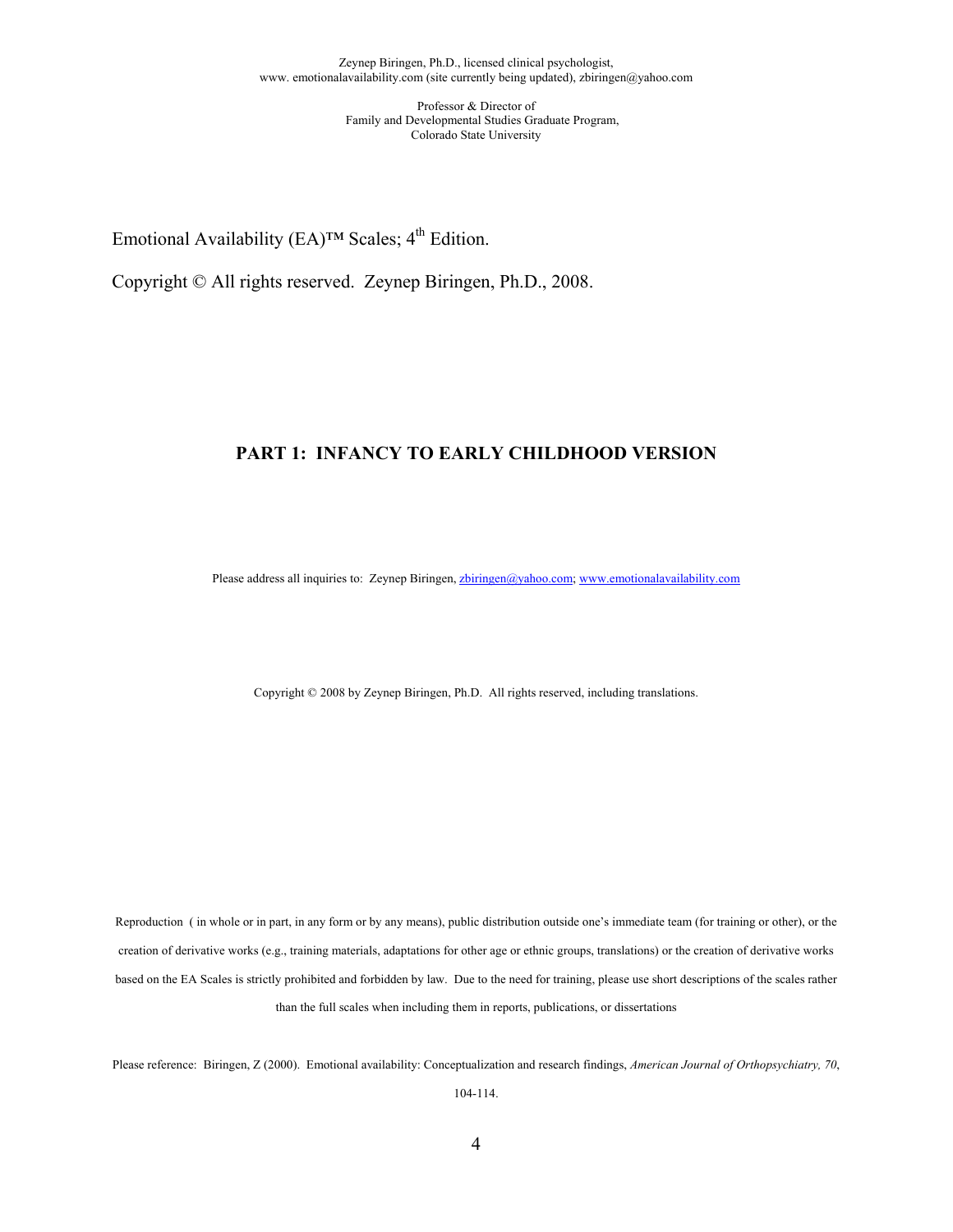Zeynep Biringen, Ph.D., licensed clinical psychologist,
www. emotionalavailability.com (site currently being updated), zbiringen@yahoo.com

Professor & Director of
Family and Developmental Studies Graduate Program,
Colorado State University

Emotional Availability (EA)™ Scales; 4th Edition.

Copyright © All rights reserved. Zeynep Biringen, Ph.D., 2008.

## PART 1: INFANCY TO EARLY CHILDHOOD VERSION

Please address all inquiries to: Zeynep Biringen, zbiringen@yahoo.com; www.emotionalavailability.com

Copyright © 2008 by Zeynep Biringen, Ph.D. All rights reserved, including translations.

Reproduction ( in whole or in part, in any form or by any means), public distribution outside one's immediate team (for training or other), or the creation of derivative works (e.g., training materials, adaptations for other age or ethnic groups, translations) or the creation of derivative works based on the EA Scales is strictly prohibited and forbidden by law. Due to the need for training, please use short descriptions of the scales rather than the full scales when including them in reports, publications, or dissertations

Please reference: Biringen, Z (2000). Emotional availability: Conceptualization and research findings, *American Journal of Orthopsychiatry, 70*, 104-114.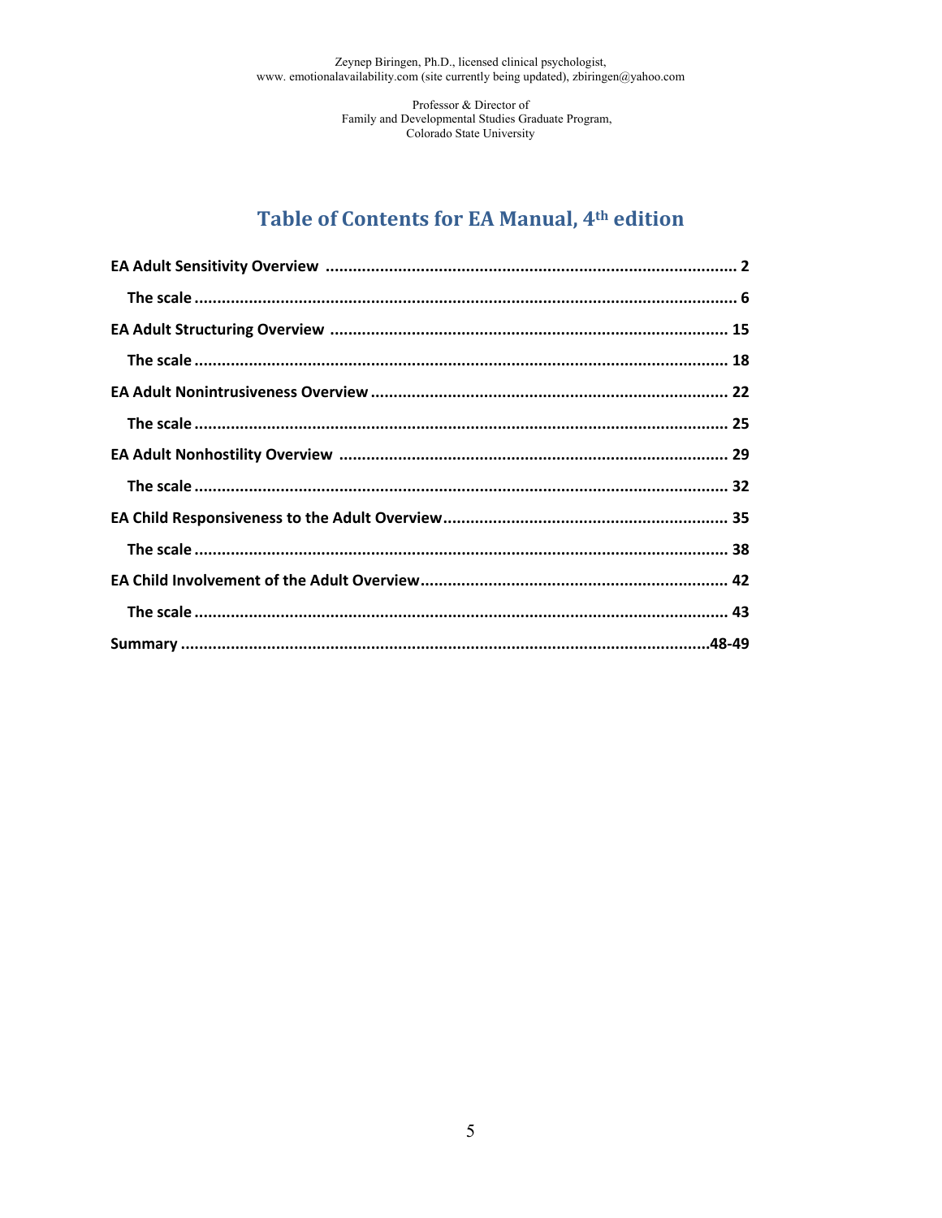Zeynep Biringen, Ph.D., licensed clinical psychologist,
www. emotionalavailability.com (site currently being updated), zbiringen@yahoo.com

Professor & Director of
Family and Developmental Studies Graduate Program,
Colorado State University

# Table of Contents for EA Manual, 4th edition

**EA Adult Sensitivity Overview** ........................................................................................ **2**

**The scale** ........................................................................................................................ **6**

**EA Adult Structuring Overview** ..................................................................................... **15**

**The scale** ........................................................................................................................ **18**

**EA Adult Nonintrusiveness Overview** ............................................................................ **22**

**The scale** ........................................................................................................................ **25**

**EA Adult Nonhostility Overview** .................................................................................... **29**

**The scale** ........................................................................................................................ **32**

**EA Child Responsiveness to the Adult Overview** .......................................................... **35**

**The scale** ........................................................................................................................ **38**

**EA Child Involvement of the Adult Overview** ................................................................ **42**

**The scale** ........................................................................................................................ **43**

**Summary** ....................................................................................................................... **48-49**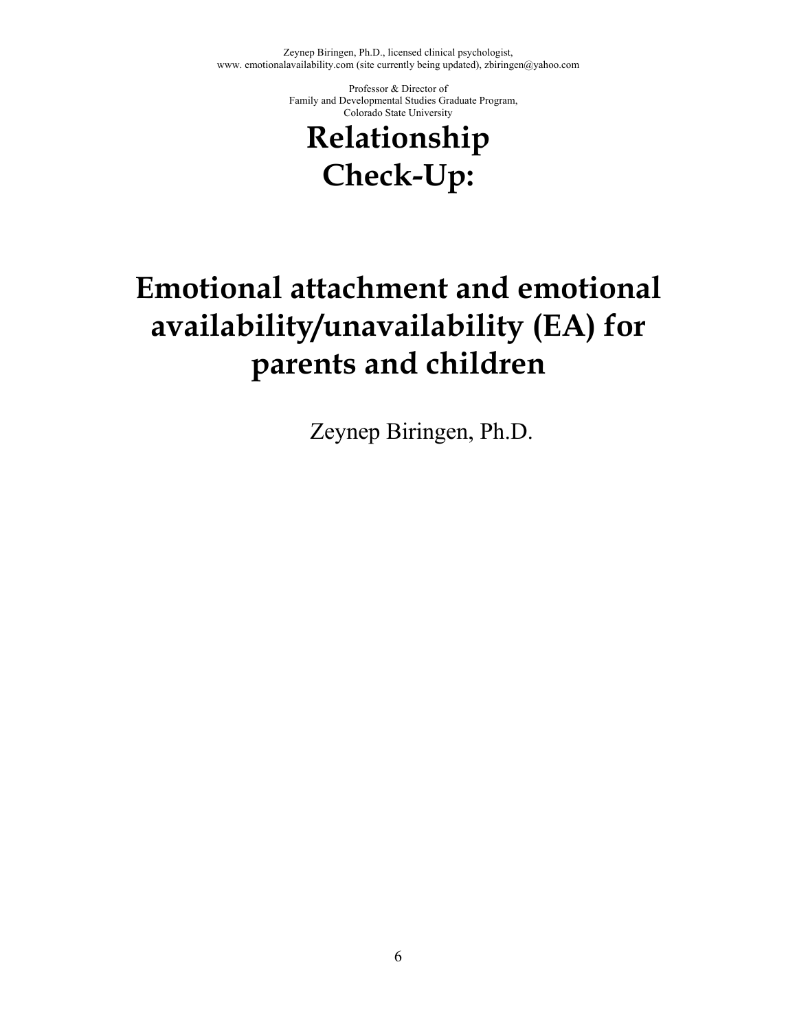Zeynep Biringen, Ph.D., licensed clinical psychologist,
www. emotionalavailability.com (site currently being updated), zbiringen@yahoo.com

Professor & Director of
Family and Developmental Studies Graduate Program,
Colorado State University

# Relationship Check-Up:

# Emotional attachment and emotional availability/unavailability (EA) for parents and children

Zeynep Biringen, Ph.D.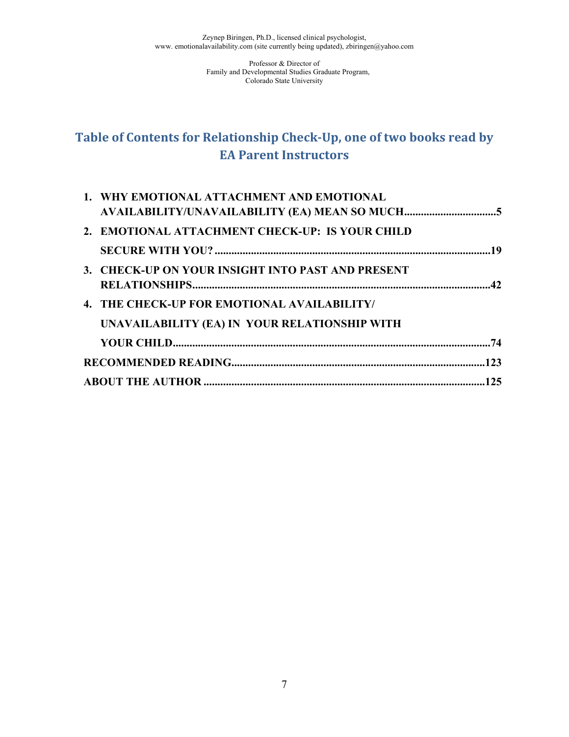Zeynep Biringen, Ph.D., licensed clinical psychologist,
www. emotionalavailability.com (site currently being updated), zbiringen@yahoo.com

Professor & Director of
Family and Developmental Studies Graduate Program,
Colorado State University

## Table of Contents for Relationship Check-Up, one of two books read by EA Parent Instructors

1. **WHY EMOTIONAL ATTACHMENT AND EMOTIONAL AVAILABILITY/UNAVAILABILITY (EA) MEAN SO MUCH................................5**
2. **EMOTIONAL ATTACHMENT CHECK-UP: IS YOUR CHILD SECURE WITH YOU? ..................................................................................................19**
3. **CHECK-UP ON YOUR INSIGHT INTO PAST AND PRESENT RELATIONSHIPS.........................................................................................................42**
4. **THE CHECK-UP FOR EMOTIONAL AVAILABILITY/ UNAVAILABILITY (EA) IN YOUR RELATIONSHIP WITH YOUR CHILD................................................................................................................74**

**RECOMMENDED READING........................................................................................123**

**ABOUT THE AUTHOR ....................................................................................................125**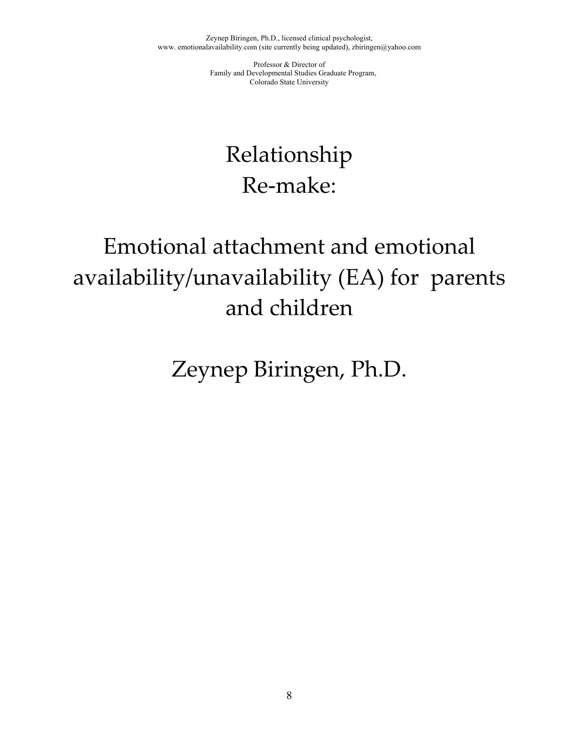Zeynep Biringen, Ph.D., licensed clinical psychologist,
www. emotionalavailability.com (site currently being updated), zbiringen@yahoo.com

Professor & Director of
Family and Developmental Studies Graduate Program,
Colorado State University

# Relationship Re-make:

# Emotional attachment and emotional availability/unavailability (EA) for parents and children

## Zeynep Biringen, Ph.D.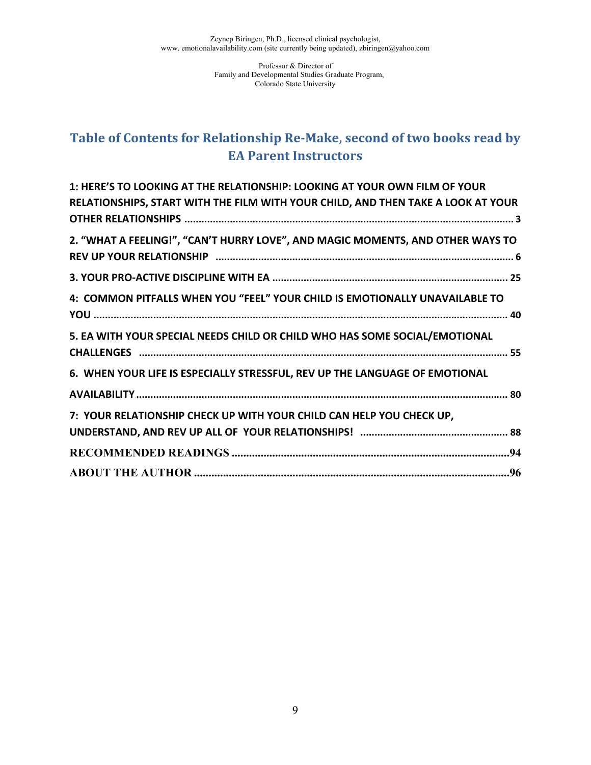Zeynep Biringen, Ph.D., licensed clinical psychologist,
www. emotionalavailability.com (site currently being updated), zbiringen@yahoo.com

Professor & Director of
Family and Developmental Studies Graduate Program,
Colorado State University

## Table of Contents for Relationship Re-Make, second of two books read by EA Parent Instructors

**1: HERE'S TO LOOKING AT THE RELATIONSHIP: LOOKING AT YOUR OWN FILM OF YOUR RELATIONSHIPS, START WITH THE FILM WITH YOUR CHILD, AND THEN TAKE A LOOK AT YOUR OTHER RELATIONSHIPS ..... 3**

**2. "WHAT A FEELING!", "CAN'T HURRY LOVE", AND MAGIC MOMENTS, AND OTHER WAYS TO REV UP YOUR RELATIONSHIP ..... 6**

**3. YOUR PRO-ACTIVE DISCIPLINE WITH EA ..... 25**

**4: COMMON PITFALLS WHEN YOU "FEEL" YOUR CHILD IS EMOTIONALLY UNAVAILABLE TO YOU ..... 40**

**5. EA WITH YOUR SPECIAL NEEDS CHILD OR CHILD WHO HAS SOME SOCIAL/EMOTIONAL CHALLENGES ..... 55**

**6. WHEN YOUR LIFE IS ESPECIALLY STRESSFUL, REV UP THE LANGUAGE OF EMOTIONAL AVAILABILITY ..... 80**

**7: YOUR RELATIONSHIP CHECK UP WITH YOUR CHILD CAN HELP YOU CHECK UP, UNDERSTAND, AND REV UP ALL OF YOUR RELATIONSHIPS! ..... 88**

**RECOMMENDED READINGS ..... 94**

**ABOUT THE AUTHOR ..... 96**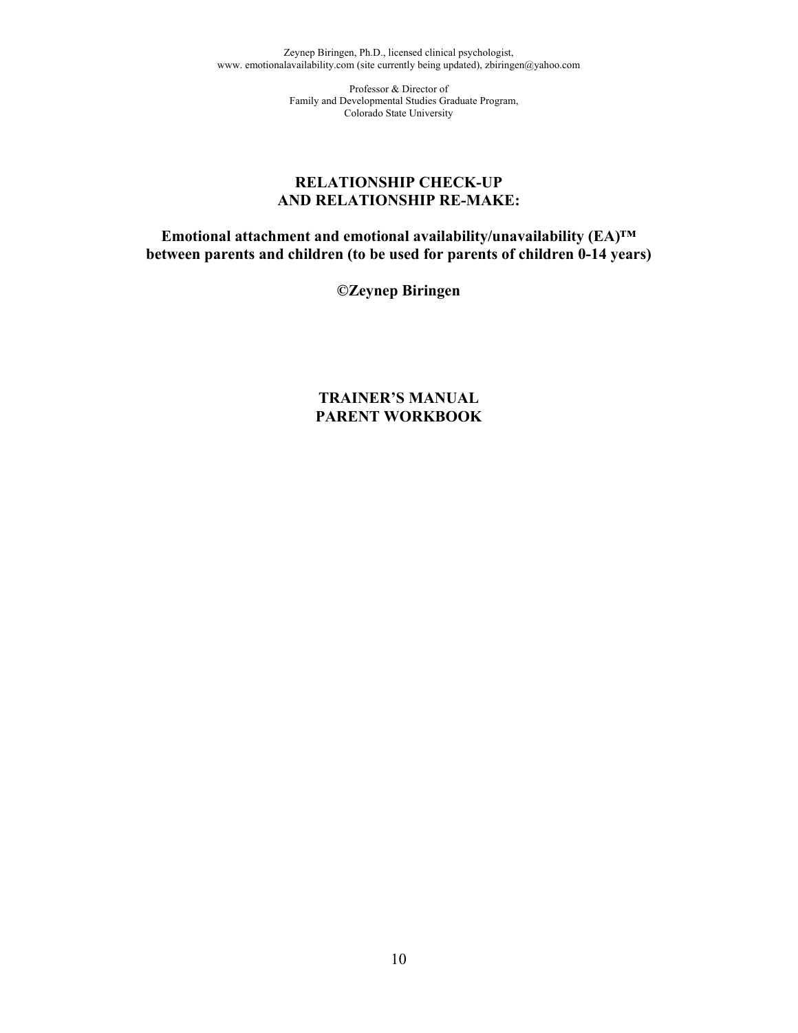Zeynep Biringen, Ph.D., licensed clinical psychologist,
www. emotionalavailability.com (site currently being updated), zbiringen@yahoo.com

Professor & Director of
Family and Developmental Studies Graduate Program,
Colorado State University

# RELATIONSHIP CHECK-UP AND RELATIONSHIP RE-MAKE:

## Emotional attachment and emotional availability/unavailability (EA)™ between parents and children (to be used for parents of children 0-14 years)

**©Zeynep Biringen**

## TRAINER'S MANUAL
## PARENT WORKBOOK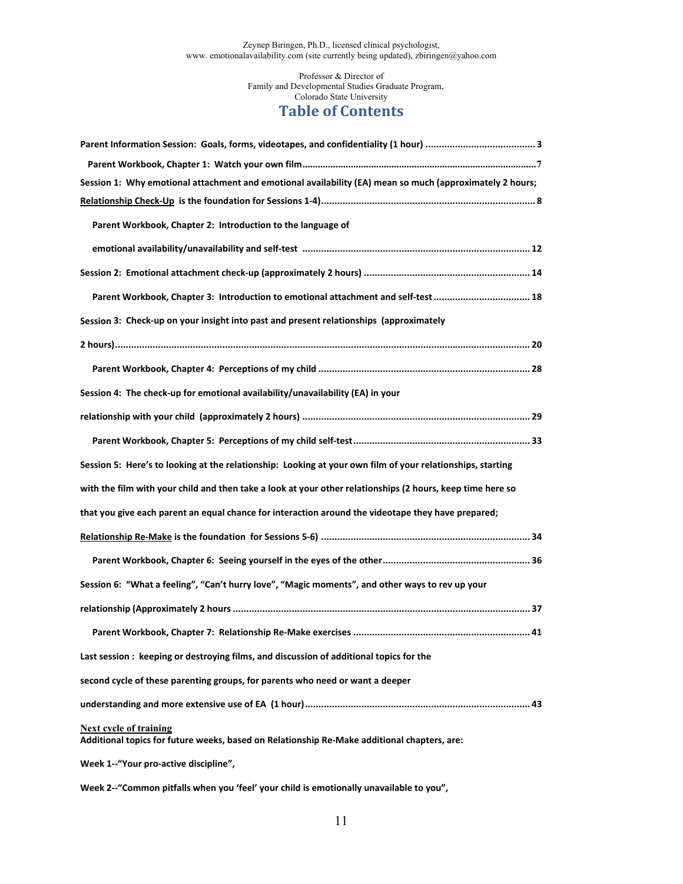Zeynep Biringen, Ph.D., licensed clinical psychologist,
www. emotionalavailability.com (site currently being updated), zbiringen@yahoo.com

Professor & Director of
Family and Developmental Studies Graduate Program,
Colorado State University

# Table of Contents

**Parent Information Session: Goals, forms, videotapes, and confidentiality (1 hour) ........................................ 3**

**Parent Workbook, Chapter 1: Watch your own film..........................................................................................7**

**Session 1: Why emotional attachment and emotional availability (EA) mean so much (approximately 2 hours; <u>Relationship Check-Up</u> is the foundation for Sessions 1-4)............................................................................... 8**

**Parent Workbook, Chapter 2: Introduction to the language of emotional availability/unavailability and self-test .................................................................................... 12**

**Session 2: Emotional attachment check-up (approximately 2 hours) ............................................................. 14**

**Parent Workbook, Chapter 3: Introduction to emotional attachment and self-test ................................... 18**

**Session 3: Check-up on your insight into past and present relationships (approximately 2 hours)........................................................................................................................................................ 20**

**Parent Workbook, Chapter 4: Perceptions of my child .............................................................................. 28**

**Session 4: The check-up for emotional availability/unavailability (EA) in your relationship with your child (approximately 2 hours) .................................................................................... 29**

**Parent Workbook, Chapter 5: Perceptions of my child self-test................................................................. 33**

**Session 5: Here's to looking at the relationship: Looking at your own film of your relationships, starting with the film with your child and then take a look at your other relationships (2 hours, keep time here so that you give each parent an equal chance for interaction around the videotape they have prepared; <u>Relationship Re-Make</u> is the foundation for Sessions 5-6) ............................................................................. 34**

**Parent Workbook, Chapter 6: Seeing yourself in the eyes of the other...................................................... 36**

**Session 6: "What a feeling", "Can't hurry love", "Magic moments", and other ways to rev up your relationship (Approximately 2 hours ............................................................................................................. 37**

**Parent Workbook, Chapter 7: Relationship Re-Make exercises ................................................................. 41**

**Last session : keeping or destroying films, and discussion of additional topics for the second cycle of these parenting groups, for parents who need or want a deeper understanding and more extensive use of EA (1 hour)................................................................................... 43**

**<u>Next cycle of training</u>**

**Additional topics for future weeks, based on Relationship Re-Make additional chapters, are:**

**Week 1--"Your pro-active discipline",**

**Week 2--"Common pitfalls when you 'feel' your child is emotionally unavailable to you",**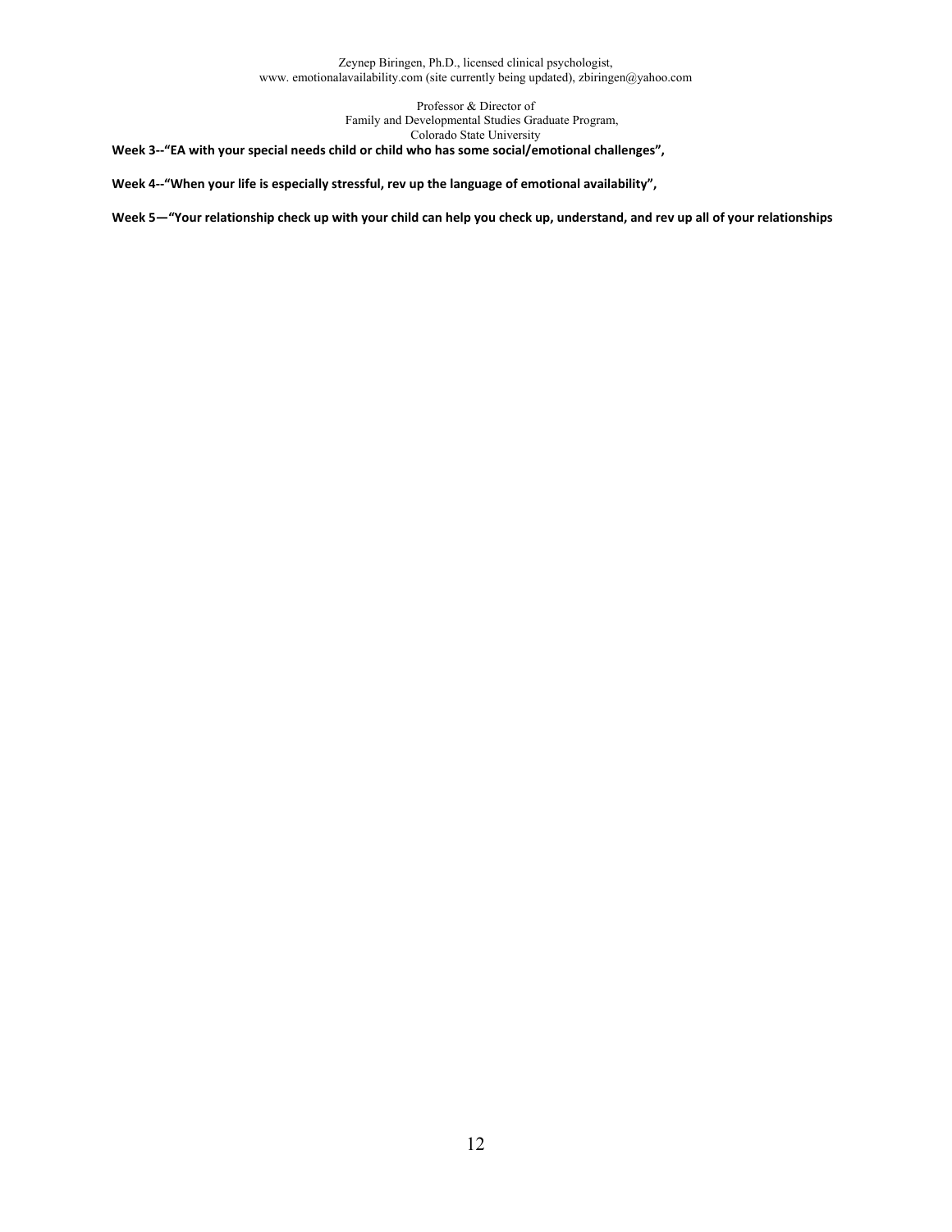**Week 3--"EA with your special needs child or child who has some social/emotional challenges",**

**Week 4--"When your life is especially stressful, rev up the language of emotional availability",**

**Week 5—"Your relationship check up with your child can help you check up, understand, and rev up all of your relationships**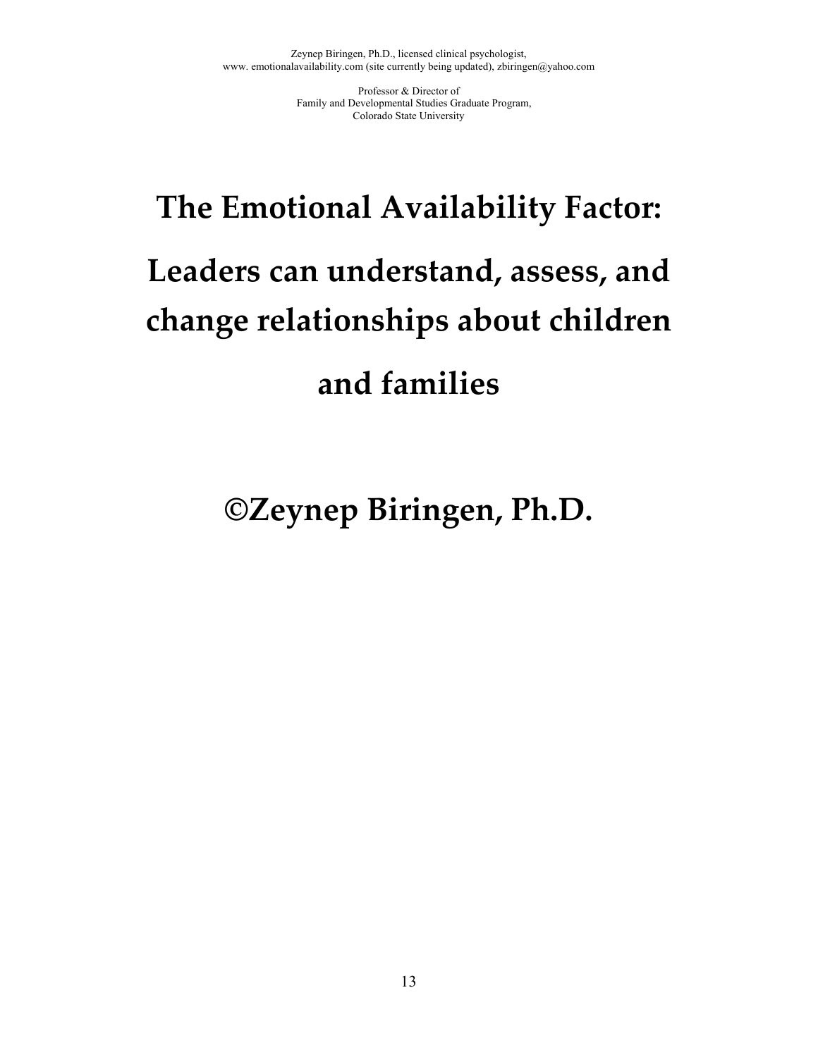Zeynep Biringen, Ph.D., licensed clinical psychologist,
www. emotionalavailability.com (site currently being updated), zbiringen@yahoo.com

Professor & Director of
Family and Developmental Studies Graduate Program,
Colorado State University

# The Emotional Availability Factor:

# Leaders can understand, assess, and change relationships about children and families

## ©Zeynep Biringen, Ph.D.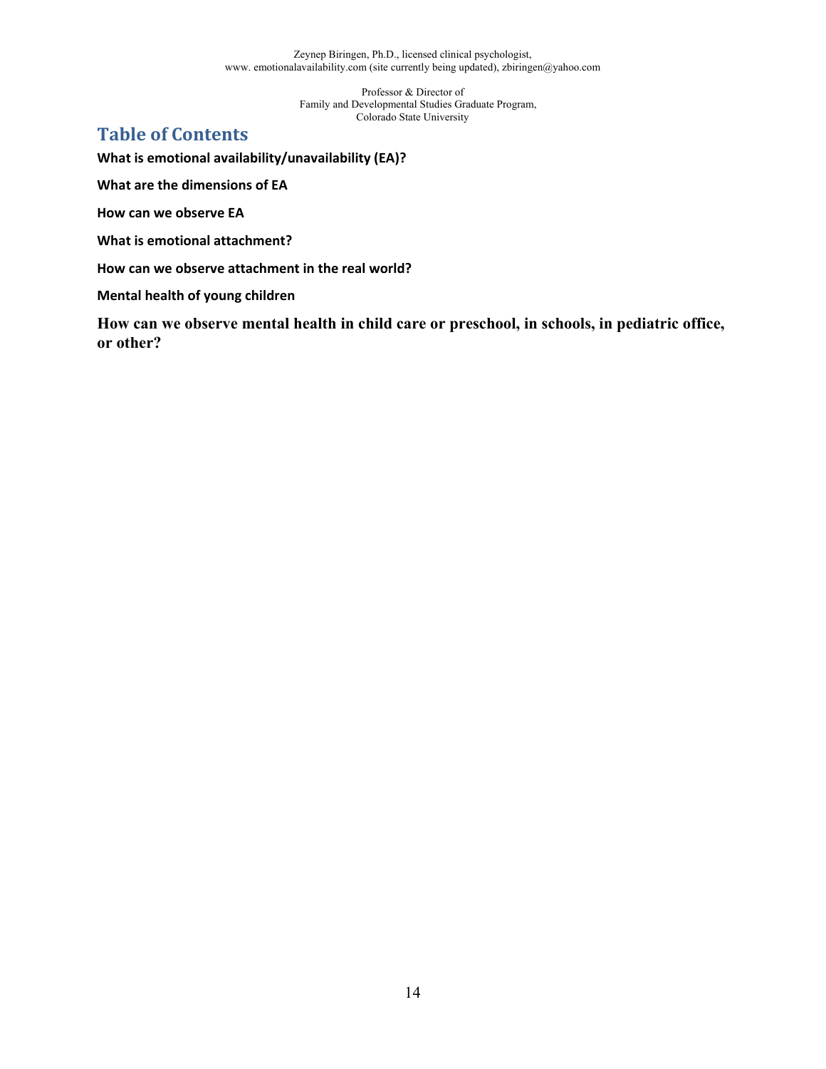Zeynep Biringen, Ph.D., licensed clinical psychologist,
www. emotionalavailability.com (site currently being updated), zbiringen@yahoo.com

Professor & Director of
Family and Developmental Studies Graduate Program,
Colorado State University

## Table of Contents

**What is emotional availability/unavailability (EA)?**

**What are the dimensions of EA**

**How can we observe EA**

**What is emotional attachment?**

**How can we observe attachment in the real world?**

**Mental health of young children**

**How can we observe mental health in child care or preschool, in schools, in pediatric office, or other?**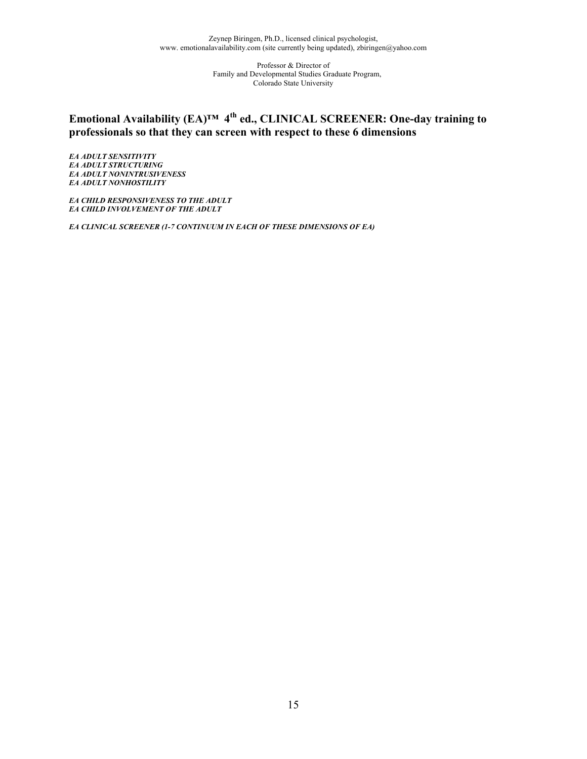Zeynep Biringen, Ph.D., licensed clinical psychologist,
www. emotionalavailability.com (site currently being updated), zbiringen@yahoo.com

Professor & Director of
Family and Developmental Studies Graduate Program,
Colorado State University

## Emotional Availability (EA)™ 4th ed., CLINICAL SCREENER: One-day training to professionals so that they can screen with respect to these 6 dimensions

***EA ADULT SENSITIVITY***
***EA ADULT STRUCTURING***
***EA ADULT NONINTRUSIVENESS***
***EA ADULT NONHOSTILITY***

***EA CHILD RESPONSIVENESS TO THE ADULT***
***EA CHILD INVOLVEMENT OF THE ADULT***

***EA CLINICAL SCREENER (1-7 CONTINUUM IN EACH OF THESE DIMENSIONS OF EA)***